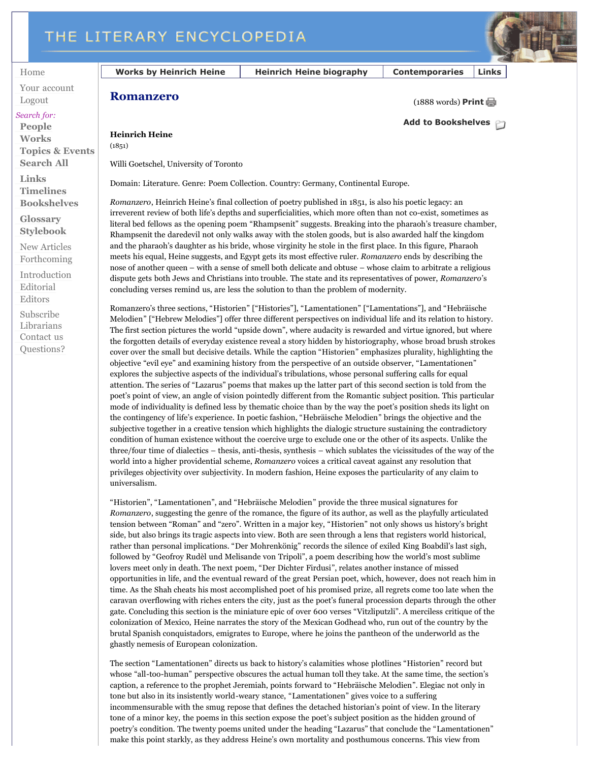# Romanzero

(1888 words)

**Heinrich Heine**
(1851)

Willi Goetschel, University of Toronto

Domain: Literature. Genre: Poem Collection. Country: Germany, Continental Europe.

*Romanzero*, Heinrich Heine's final collection of poetry published in 1851, is also his poetic legacy: an irreverent review of both life's depths and superficialities, which more often than not co-exist, sometimes as literal bed fellows as the opening poem "Rhampsenit" suggests. Breaking into the pharaoh's treasure chamber, Rhampsenit the daredevil not only walks away with the stolen goods, but is also awarded half the kingdom and the pharaoh's daughter as his bride, whose virginity he stole in the first place. In this figure, Pharaoh meets his equal, Heine suggests, and Egypt gets its most effective ruler. *Romanzero* ends by describing the nose of another queen – with a sense of smell both delicate and obtuse – whose claim to arbitrate a religious dispute gets both Jews and Christians into trouble. The state and its representatives of power, *Romanzero*'s concluding verses remind us, are less the solution to than the problem of modernity.

Romanzero's three sections, "Historien" ["Histories"], "Lamentationen" ["Lamentations"], and "Hebräische Melodien" ["Hebrew Melodies"] offer three different perspectives on individual life and its relation to history. The first section pictures the world "upside down", where audacity is rewarded and virtue ignored, but where the forgotten details of everyday existence reveal a story hidden by historiography, whose broad brush strokes cover over the small but decisive details. While the caption "Historien" emphasizes plurality, highlighting the objective "evil eye" and examining history from the perspective of an outside observer, "Lamentationen" explores the subjective aspects of the individual's tribulations, whose personal suffering calls for equal attention. The series of "Lazarus" poems that makes up the latter part of this second section is told from the poet's point of view, an angle of vision pointedly different from the Romantic subject position. This particular mode of individuality is defined less by thematic choice than by the way the poet's position sheds its light on the contingency of life's experience. In poetic fashion, "Hebräische Melodien" brings the objective and the subjective together in a creative tension which highlights the dialogic structure sustaining the contradictory condition of human existence without the coercive urge to exclude one or the other of its aspects. Unlike the three/four time of dialectics – thesis, anti-thesis, synthesis – which sublates the vicissitudes of the way of the world into a higher providential scheme, *Romanzero* voices a critical caveat against any resolution that privileges objectivity over subjectivity. In modern fashion, Heine exposes the particularity of any claim to universalism.

"Historien", "Lamentationen", and "Hebräische Melodien" provide the three musical signatures for *Romanzero*, suggesting the genre of the romance, the figure of its author, as well as the playfully articulated tension between "Roman" and "zero". Written in a major key, "Historien" not only shows us history's bright side, but also brings its tragic aspects into view. Both are seen through a lens that registers world historical, rather than personal implications. "Der Mohrenkönig" records the silence of exiled King Boabdil's last sigh, followed by "Geofroy Rudèl und Melisande von Tripoli", a poem describing how the world's most sublime lovers meet only in death. The next poem, "Der Dichter Firdusi", relates another instance of missed opportunities in life, and the eventual reward of the great Persian poet, which, however, does not reach him in time. As the Shah cheats his most accomplished poet of his promised prize, all regrets come too late when the caravan overflowing with riches enters the city, just as the poet's funeral procession departs through the other gate. Concluding this section is the miniature epic of over 600 verses "Vitzliputzli". A merciless critique of the colonization of Mexico, Heine narrates the story of the Mexican Godhead who, run out of the country by the brutal Spanish conquistadors, emigrates to Europe, where he joins the pantheon of the underworld as the ghastly nemesis of European colonization.

The section "Lamentationen" directs us back to history's calamities whose plotlines "Historien" record but whose "all-too-human" perspective obscures the actual human toll they take. At the same time, the section's caption, a reference to the prophet Jeremiah, points forward to "Hebräische Melodien". Elegiac not only in tone but also in its insistently world-weary stance, "Lamentationen" gives voice to a suffering incommensurable with the smug repose that defines the detached historian's point of view. In the literary tone of a minor key, the poems in this section expose the poet's subject position as the hidden ground of poetry's condition. The twenty poems united under the heading "Lazarus" that conclude the "Lamentationen" make this point starkly, as they address Heine's own mortality and posthumous concerns. This view from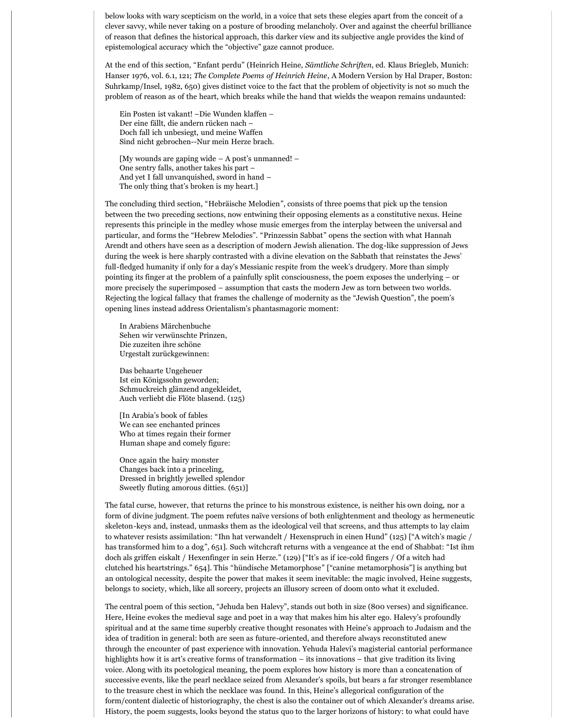below looks with wary scepticism on the world, in a voice that sets these elegies apart from the conceit of a clever savvy, while never taking on a posture of brooding melancholy. Over and against the cheerful brilliance of reason that defines the historical approach, this darker view and its subjective angle provides the kind of epistemological accuracy which the "objective" gaze cannot produce.

At the end of this section, "Enfant perdu" (Heinrich Heine, *Sämtliche Schriften*, ed. Klaus Briegleb, Munich: Hanser 1976, vol. 6.1, 121; *The Complete Poems of Heinrich Heine*, A Modern Version by Hal Draper, Boston: Suhrkamp/Insel, 1982, 650) gives distinct voice to the fact that the problem of objectivity is not so much the problem of reason as of the heart, which breaks while the hand that wields the weapon remains undaunted:

> Ein Posten ist vakant! –Die Wunden klaffen –
> Der eine fällt, die andern rücken nach –
> Doch fall ich unbesiegt, und meine Waffen
> Sind nicht gebrochen--Nur mein Herze brach.
>
> [My wounds are gaping wide – A post's unmanned! –
> One sentry falls, another takes his part –
> And yet I fall unvanquished, sword in hand –
> The only thing that's broken is my heart.]

The concluding third section, "Hebräische Melodien", consists of three poems that pick up the tension between the two preceding sections, now entwining their opposing elements as a constitutive nexus. Heine represents this principle in the medley whose music emerges from the interplay between the universal and particular, and forms the "Hebrew Melodies". "Prinzessin Sabbat" opens the section with what Hannah Arendt and others have seen as a description of modern Jewish alienation. The dog-like suppression of Jews during the week is here sharply contrasted with a divine elevation on the Sabbath that reinstates the Jews' full-fledged humanity if only for a day's Messianic respite from the week's drudgery. More than simply pointing its finger at the problem of a painfully split consciousness, the poem exposes the underlying – or more precisely the superimposed – assumption that casts the modern Jew as torn between two worlds. Rejecting the logical fallacy that frames the challenge of modernity as the "Jewish Question", the poem's opening lines instead address Orientalism's phantasmagoric moment:

> In Arabiens Märchenbuche
> Sehen wir verwünschte Prinzen,
> Die zuzeiten ihre schöne
> Urgestalt zurückgewinnen:
>
> Das behaarte Ungeheuer
> Ist ein Königssohn geworden;
> Schmuckreich glänzend angekleidet,
> Auch verliebt die Flöte blasend. (125)
>
> [In Arabia's book of fables
> We can see enchanted princes
> Who at times regain their former
> Human shape and comely figure:
>
> Once again the hairy monster
> Changes back into a princeling,
> Dressed in brightly jewelled splendor
> Sweetly fluting amorous ditties. (651)]

The fatal curse, however, that returns the prince to his monstrous existence, is neither his own doing, nor a form of divine judgment. The poem refutes naïve versions of both enlightenment and theology as hermeneutic skeleton-keys and, instead, unmasks them as the ideological veil that screens, and thus attempts to lay claim to whatever resists assimilation: "Ihn hat verwandelt / Hexenspruch in einen Hund" (125) ["A witch's magic / has transformed him to a dog", 651]. Such witchcraft returns with a vengeance at the end of Shabbat: "Ist ihm doch als griffen eiskalt / Hexenfinger in sein Herze." (129) ["It's as if ice-cold fingers / Of a witch had clutched his heartstrings." 654]. This "hündische Metamorphose" ["canine metamorphosis"] is anything but an ontological necessity, despite the power that makes it seem inevitable: the magic involved, Heine suggests, belongs to society, which, like all sorcery, projects an illusory screen of doom onto what it excluded.

The central poem of this section, "Jehuda ben Halevy", stands out both in size (800 verses) and significance. Here, Heine evokes the medieval sage and poet in a way that makes him his alter ego. Halevy's profoundly spiritual and at the same time superbly creative thought resonates with Heine's approach to Judaism and the idea of tradition in general: both are seen as future-oriented, and therefore always reconstituted anew through the encounter of past experience with innovation. Yehuda Halevi's magisterial cantorial performance highlights how it is art's creative forms of transformation – its innovations – that give tradition its living voice. Along with its poetological meaning, the poem explores how history is more than a concatenation of successive events, like the pearl necklace seized from Alexander's spoils, but bears a far stronger resemblance to the treasure chest in which the necklace was found. In this, Heine's allegorical configuration of the form/content dialectic of historiography, the chest is also the container out of which Alexander's dreams arise. History, the poem suggests, looks beyond the status quo to the larger horizons of history: to what could have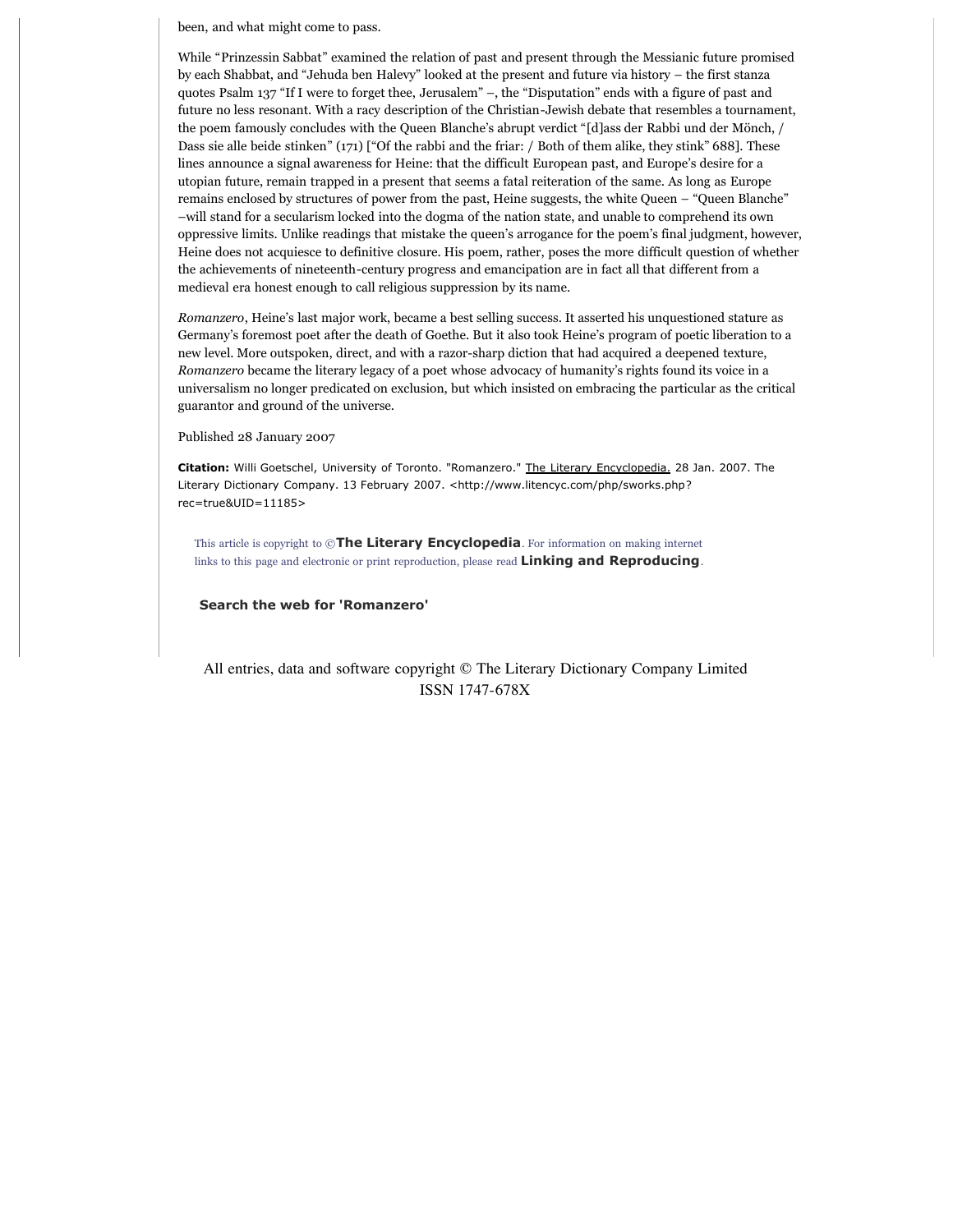been, and what might come to pass.

While "Prinzessin Sabbat" examined the relation of past and present through the Messianic future promised by each Shabbat, and "Jehuda ben Halevy" looked at the present and future via history – the first stanza quotes Psalm 137 "If I were to forget thee, Jerusalem" –, the "Disputation" ends with a figure of past and future no less resonant. With a racy description of the Christian-Jewish debate that resembles a tournament, the poem famously concludes with the Queen Blanche's abrupt verdict "[d]ass der Rabbi und der Mönch, / Dass sie alle beide stinken" (171) ["Of the rabbi and the friar: / Both of them alike, they stink" 688]. These lines announce a signal awareness for Heine: that the difficult European past, and Europe's desire for a utopian future, remain trapped in a present that seems a fatal reiteration of the same. As long as Europe remains enclosed by structures of power from the past, Heine suggests, the white Queen – "Queen Blanche" –will stand for a secularism locked into the dogma of the nation state, and unable to comprehend its own oppressive limits. Unlike readings that mistake the queen's arrogance for the poem's final judgment, however, Heine does not acquiesce to definitive closure. His poem, rather, poses the more difficult question of whether the achievements of nineteenth-century progress and emancipation are in fact all that different from a medieval era honest enough to call religious suppression by its name.

*Romanzero*, Heine's last major work, became a best selling success. It asserted his unquestioned stature as Germany's foremost poet after the death of Goethe. But it also took Heine's program of poetic liberation to a new level. More outspoken, direct, and with a razor-sharp diction that had acquired a deepened texture, *Romanzero* became the literary legacy of a poet whose advocacy of humanity's rights found its voice in a universalism no longer predicated on exclusion, but which insisted on embracing the particular as the critical guarantor and ground of the universe.

Published 28 January 2007

**Citation:** Willi Goetschel, University of Toronto. "Romanzero." The Literary Encyclopedia. 28 Jan. 2007. The Literary Dictionary Company. 13 February 2007. <http://www.litencyc.com/php/sworks.php?rec=true&UID=11185>

This article is copyright to ©**The Literary Encyclopedia**. For information on making internet links to this page and electronic or print reproduction, please read **Linking and Reproducing**.

**Search the web for 'Romanzero'**

All entries, data and software copyright © The Literary Dictionary Company Limited
ISSN 1747-678X